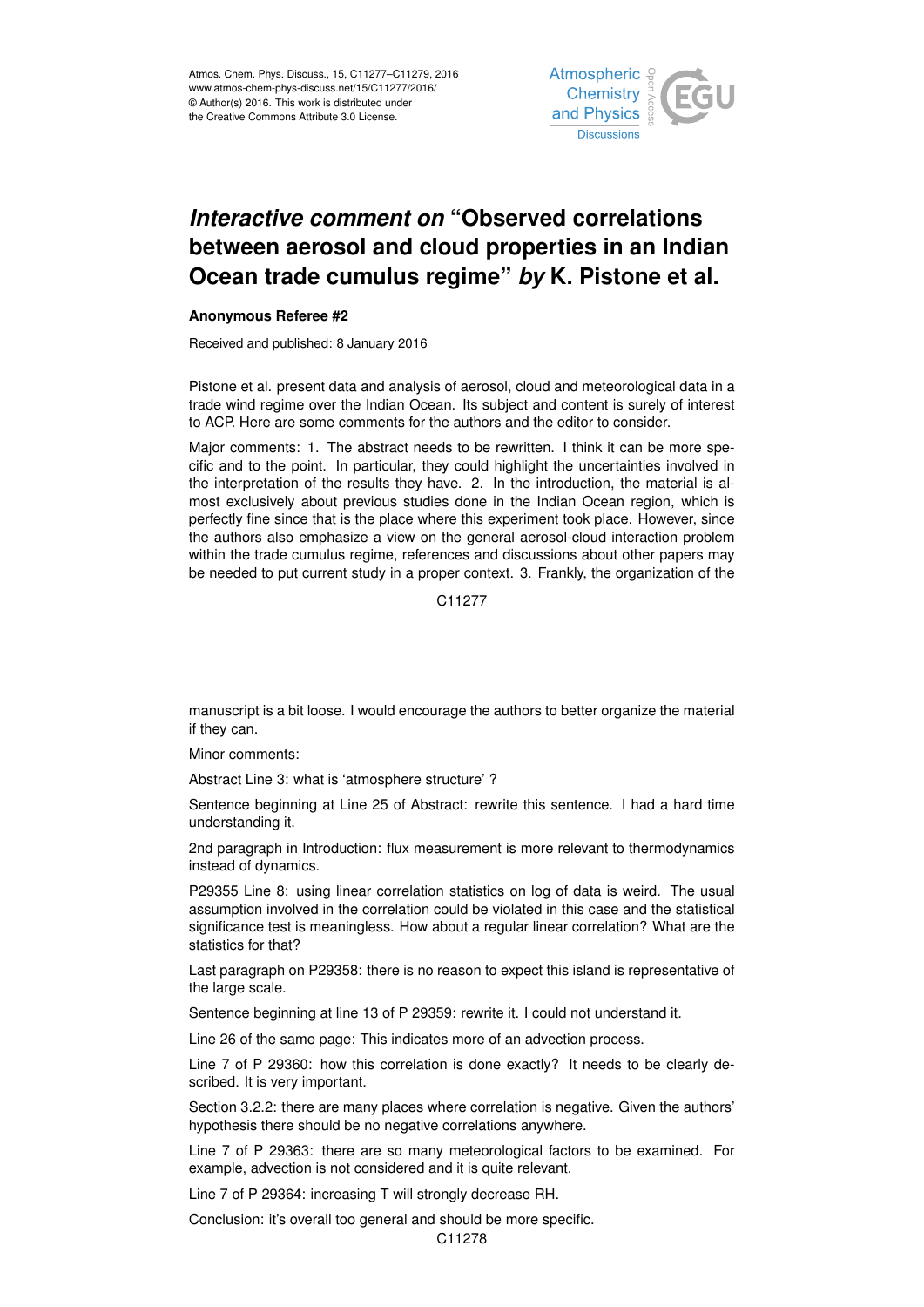# *Interactive comment on* "Observed correlations between aerosol and cloud properties in an Indian Ocean trade cumulus regime" *by* K. Pistone et al.

**Anonymous Referee #2**

Received and published: 8 January 2016

Pistone et al. present data and analysis of aerosol, cloud and meteorological data in a trade wind regime over the Indian Ocean. Its subject and content is surely of interest to ACP. Here are some comments for the authors and the editor to consider.

Major comments: 1. The abstract needs to be rewritten. I think it can be more specific and to the point. In particular, they could highlight the uncertainties involved in the interpretation of the results they have. 2. In the introduction, the material is almost exclusively about previous studies done in the Indian Ocean region, which is perfectly fine since that is the place where this experiment took place. However, since the authors also emphasize a view on the general aerosol-cloud interaction problem within the trade cumulus regime, references and discussions about other papers may be needed to put current study in a proper context. 3. Frankly, the organization of the manuscript is a bit loose. I would encourage the authors to better organize the material if they can.

Minor comments:

Abstract Line 3: what is 'atmosphere structure' ?

Sentence beginning at Line 25 of Abstract: rewrite this sentence. I had a hard time understanding it.

2nd paragraph in Introduction: flux measurement is more relevant to thermodynamics instead of dynamics.

P29355 Line 8: using linear correlation statistics on log of data is weird. The usual assumption involved in the correlation could be violated in this case and the statistical significance test is meaningless. How about a regular linear correlation? What are the statistics for that?

Last paragraph on P29358: there is no reason to expect this island is representative of the large scale.

Sentence beginning at line 13 of P 29359: rewrite it. I could not understand it.

Line 26 of the same page: This indicates more of an advection process.

Line 7 of P 29360: how this correlation is done exactly? It needs to be clearly described. It is very important.

Section 3.2.2: there are many places where correlation is negative. Given the authors' hypothesis there should be no negative correlations anywhere.

Line 7 of P 29363: there are so many meteorological factors to be examined. For example, advection is not considered and it is quite relevant.

Line 7 of P 29364: increasing T will strongly decrease RH.

Conclusion: it's overall too general and should be more specific.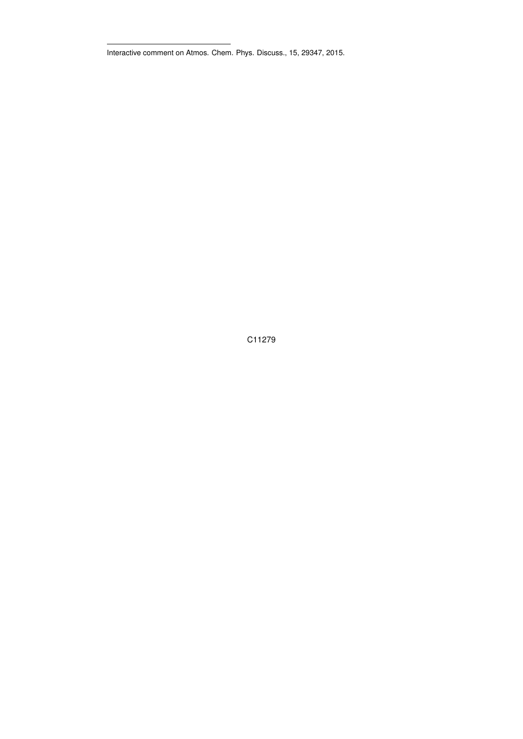Interactive comment on Atmos. Chem. Phys. Discuss., 15, 29347, 2015.